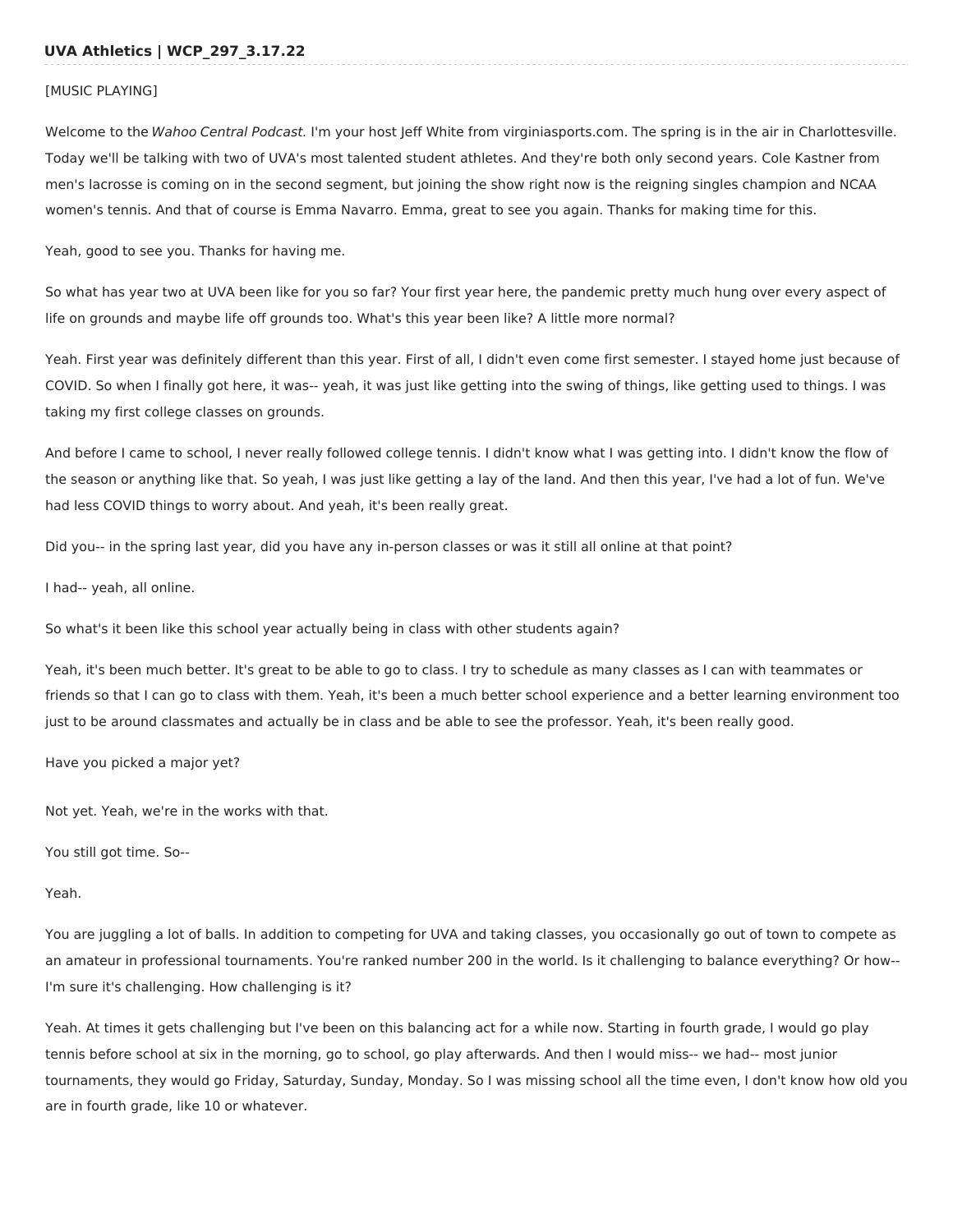**UVA Athletics | WCP_297_3.17.22**

[MUSIC PLAYING]

Welcome to the *Wahoo Central Podcast*. I'm your host Jeff White from virginiasports.com. The spring is in the air in Charlottesville. Today we'll be talking with two of UVA's most talented student athletes. And they're both only second years. Cole Kastner from men's lacrosse is coming on in the second segment, but joining the show right now is the reigning singles champion and NCAA women's tennis. And that of course is Emma Navarro. Emma, great to see you again. Thanks for making time for this.

Yeah, good to see you. Thanks for having me.

So what has year two at UVA been like for you so far? Your first year here, the pandemic pretty much hung over every aspect of life on grounds and maybe life off grounds too. What's this year been like? A little more normal?

Yeah. First year was definitely different than this year. First of all, I didn't even come first semester. I stayed home just because of COVID. So when I finally got here, it was-- yeah, it was just like getting into the swing of things, like getting used to things. I was taking my first college classes on grounds.

And before I came to school, I never really followed college tennis. I didn't know what I was getting into. I didn't know the flow of the season or anything like that. So yeah, I was just like getting a lay of the land. And then this year, I've had a lot of fun. We've had less COVID things to worry about. And yeah, it's been really great.

Did you-- in the spring last year, did you have any in-person classes or was it still all online at that point?

I had-- yeah, all online.

So what's it been like this school year actually being in class with other students again?

Yeah, it's been much better. It's great to be able to go to class. I try to schedule as many classes as I can with teammates or friends so that I can go to class with them. Yeah, it's been a much better school experience and a better learning environment too just to be around classmates and actually be in class and be able to see the professor. Yeah, it's been really good.

Have you picked a major yet?

Not yet. Yeah, we're in the works with that.

You still got time. So--

Yeah.

You are juggling a lot of balls. In addition to competing for UVA and taking classes, you occasionally go out of town to compete as an amateur in professional tournaments. You're ranked number 200 in the world. Is it challenging to balance everything? Or how-- I'm sure it's challenging. How challenging is it?

Yeah. At times it gets challenging but I've been on this balancing act for a while now. Starting in fourth grade, I would go play tennis before school at six in the morning, go to school, go play afterwards. And then I would miss-- we had-- most junior tournaments, they would go Friday, Saturday, Sunday, Monday. So I was missing school all the time even, I don't know how old you are in fourth grade, like 10 or whatever.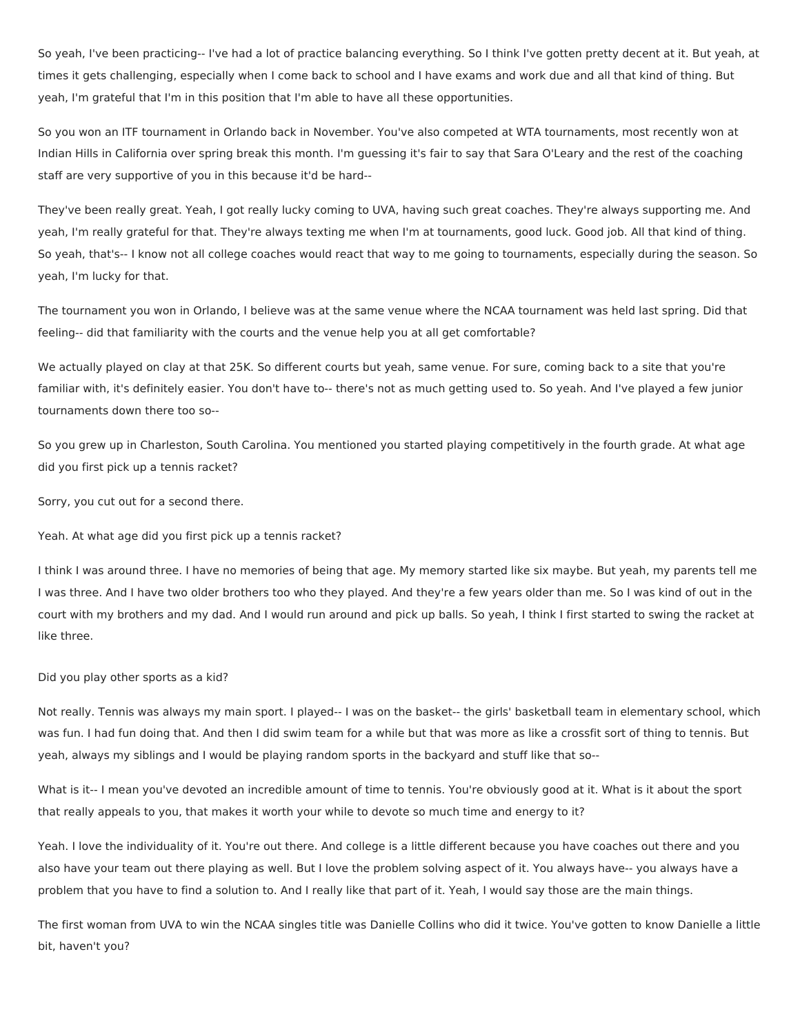So yeah, I've been practicing-- I've had a lot of practice balancing everything. So I think I've gotten pretty decent at it. But yeah, at times it gets challenging, especially when I come back to school and I have exams and work due and all that kind of thing. But yeah, I'm grateful that I'm in this position that I'm able to have all these opportunities.

So you won an ITF tournament in Orlando back in November. You've also competed at WTA tournaments, most recently won at Indian Hills in California over spring break this month. I'm guessing it's fair to say that Sara O'Leary and the rest of the coaching staff are very supportive of you in this because it'd be hard--

They've been really great. Yeah, I got really lucky coming to UVA, having such great coaches. They're always supporting me. And yeah, I'm really grateful for that. They're always texting me when I'm at tournaments, good luck. Good job. All that kind of thing. So yeah, that's-- I know not all college coaches would react that way to me going to tournaments, especially during the season. So yeah, I'm lucky for that.

The tournament you won in Orlando, I believe was at the same venue where the NCAA tournament was held last spring. Did that feeling-- did that familiarity with the courts and the venue help you at all get comfortable?

We actually played on clay at that 25K. So different courts but yeah, same venue. For sure, coming back to a site that you're familiar with, it's definitely easier. You don't have to-- there's not as much getting used to. So yeah. And I've played a few junior tournaments down there too so--

So you grew up in Charleston, South Carolina. You mentioned you started playing competitively in the fourth grade. At what age did you first pick up a tennis racket?

Sorry, you cut out for a second there.

Yeah. At what age did you first pick up a tennis racket?

I think I was around three. I have no memories of being that age. My memory started like six maybe. But yeah, my parents tell me I was three. And I have two older brothers too who they played. And they're a few years older than me. So I was kind of out in the court with my brothers and my dad. And I would run around and pick up balls. So yeah, I think I first started to swing the racket at like three.

Did you play other sports as a kid?

Not really. Tennis was always my main sport. I played-- I was on the basket-- the girls' basketball team in elementary school, which was fun. I had fun doing that. And then I did swim team for a while but that was more as like a crossfit sort of thing to tennis. But yeah, always my siblings and I would be playing random sports in the backyard and stuff like that so--

What is it-- I mean you've devoted an incredible amount of time to tennis. You're obviously good at it. What is it about the sport that really appeals to you, that makes it worth your while to devote so much time and energy to it?

Yeah. I love the individuality of it. You're out there. And college is a little different because you have coaches out there and you also have your team out there playing as well. But I love the problem solving aspect of it. You always have-- you always have a problem that you have to find a solution to. And I really like that part of it. Yeah, I would say those are the main things.

The first woman from UVA to win the NCAA singles title was Danielle Collins who did it twice. You've gotten to know Danielle a little bit, haven't you?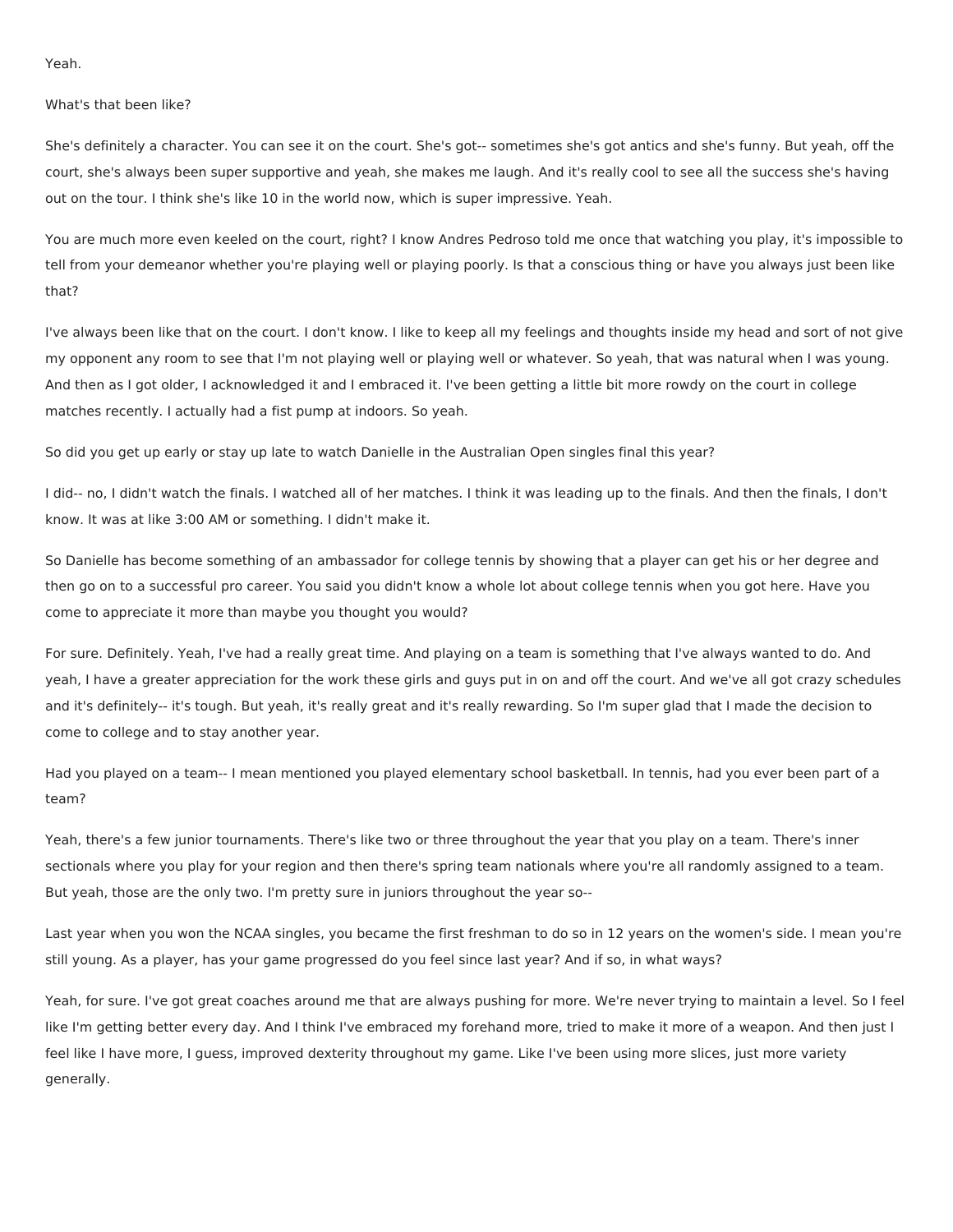Yeah.

What's that been like?

She's definitely a character. You can see it on the court. She's got-- sometimes she's got antics and she's funny. But yeah, off the court, she's always been super supportive and yeah, she makes me laugh. And it's really cool to see all the success she's having out on the tour. I think she's like 10 in the world now, which is super impressive. Yeah.

You are much more even keeled on the court, right? I know Andres Pedroso told me once that watching you play, it's impossible to tell from your demeanor whether you're playing well or playing poorly. Is that a conscious thing or have you always just been like that?

I've always been like that on the court. I don't know. I like to keep all my feelings and thoughts inside my head and sort of not give my opponent any room to see that I'm not playing well or playing well or whatever. So yeah, that was natural when I was young. And then as I got older, I acknowledged it and I embraced it. I've been getting a little bit more rowdy on the court in college matches recently. I actually had a fist pump at indoors. So yeah.

So did you get up early or stay up late to watch Danielle in the Australian Open singles final this year?

I did-- no, I didn't watch the finals. I watched all of her matches. I think it was leading up to the finals. And then the finals, I don't know. It was at like 3:00 AM or something. I didn't make it.

So Danielle has become something of an ambassador for college tennis by showing that a player can get his or her degree and then go on to a successful pro career. You said you didn't know a whole lot about college tennis when you got here. Have you come to appreciate it more than maybe you thought you would?

For sure. Definitely. Yeah, I've had a really great time. And playing on a team is something that I've always wanted to do. And yeah, I have a greater appreciation for the work these girls and guys put in on and off the court. And we've all got crazy schedules and it's definitely-- it's tough. But yeah, it's really great and it's really rewarding. So I'm super glad that I made the decision to come to college and to stay another year.

Had you played on a team-- I mean mentioned you played elementary school basketball. In tennis, had you ever been part of a team?

Yeah, there's a few junior tournaments. There's like two or three throughout the year that you play on a team. There's inner sectionals where you play for your region and then there's spring team nationals where you're all randomly assigned to a team. But yeah, those are the only two. I'm pretty sure in juniors throughout the year so--

Last year when you won the NCAA singles, you became the first freshman to do so in 12 years on the women's side. I mean you're still young. As a player, has your game progressed do you feel since last year? And if so, in what ways?

Yeah, for sure. I've got great coaches around me that are always pushing for more. We're never trying to maintain a level. So I feel like I'm getting better every day. And I think I've embraced my forehand more, tried to make it more of a weapon. And then just I feel like I have more, I guess, improved dexterity throughout my game. Like I've been using more slices, just more variety generally.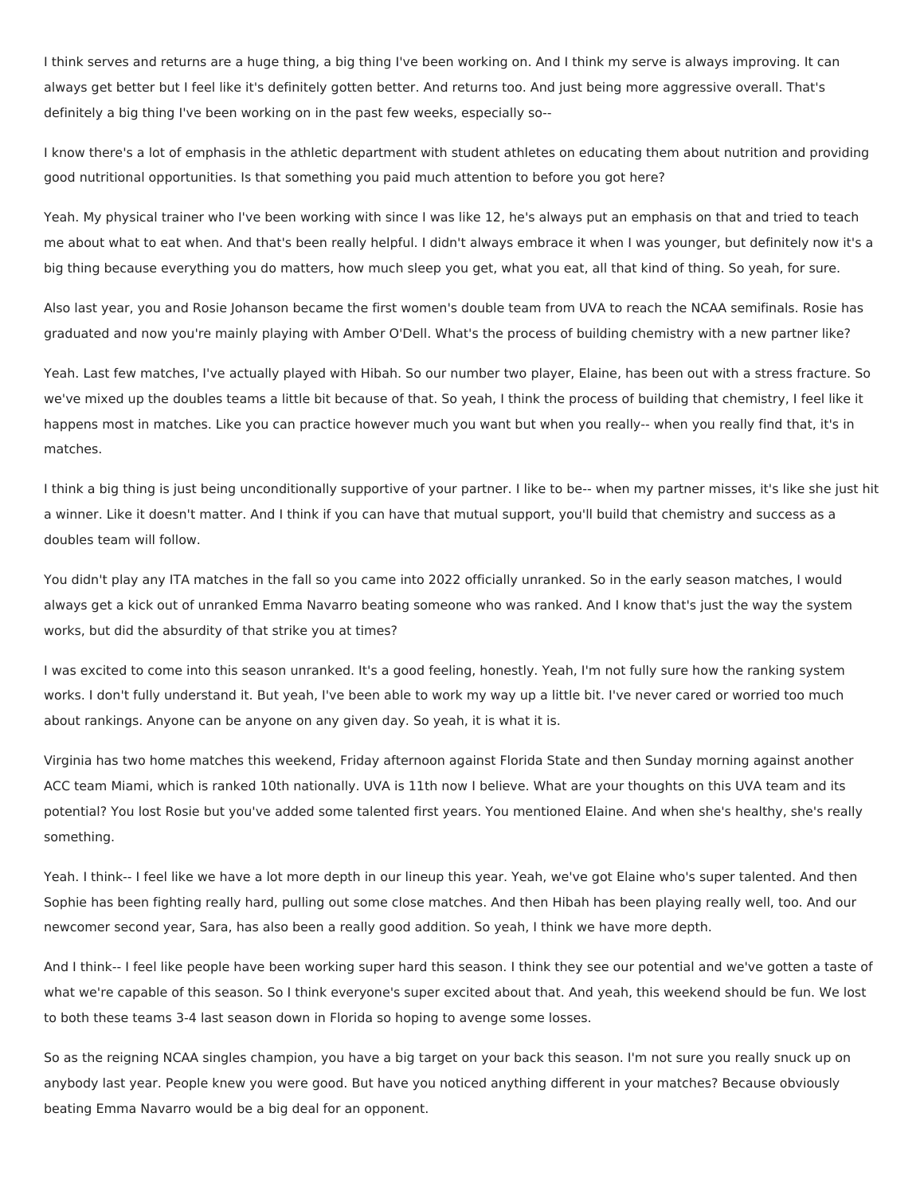I think serves and returns are a huge thing, a big thing I've been working on. And I think my serve is always improving. It can always get better but I feel like it's definitely gotten better. And returns too. And just being more aggressive overall. That's definitely a big thing I've been working on in the past few weeks, especially so--

I know there's a lot of emphasis in the athletic department with student athletes on educating them about nutrition and providing good nutritional opportunities. Is that something you paid much attention to before you got here?

Yeah. My physical trainer who I've been working with since I was like 12, he's always put an emphasis on that and tried to teach me about what to eat when. And that's been really helpful. I didn't always embrace it when I was younger, but definitely now it's a big thing because everything you do matters, how much sleep you get, what you eat, all that kind of thing. So yeah, for sure.

Also last year, you and Rosie Johanson became the first women's double team from UVA to reach the NCAA semifinals. Rosie has graduated and now you're mainly playing with Amber O'Dell. What's the process of building chemistry with a new partner like?

Yeah. Last few matches, I've actually played with Hibah. So our number two player, Elaine, has been out with a stress fracture. So we've mixed up the doubles teams a little bit because of that. So yeah, I think the process of building that chemistry, I feel like it happens most in matches. Like you can practice however much you want but when you really-- when you really find that, it's in matches.

I think a big thing is just being unconditionally supportive of your partner. I like to be-- when my partner misses, it's like she just hit a winner. Like it doesn't matter. And I think if you can have that mutual support, you'll build that chemistry and success as a doubles team will follow.

You didn't play any ITA matches in the fall so you came into 2022 officially unranked. So in the early season matches, I would always get a kick out of unranked Emma Navarro beating someone who was ranked. And I know that's just the way the system works, but did the absurdity of that strike you at times?

I was excited to come into this season unranked. It's a good feeling, honestly. Yeah, I'm not fully sure how the ranking system works. I don't fully understand it. But yeah, I've been able to work my way up a little bit. I've never cared or worried too much about rankings. Anyone can be anyone on any given day. So yeah, it is what it is.

Virginia has two home matches this weekend, Friday afternoon against Florida State and then Sunday morning against another ACC team Miami, which is ranked 10th nationally. UVA is 11th now I believe. What are your thoughts on this UVA team and its potential? You lost Rosie but you've added some talented first years. You mentioned Elaine. And when she's healthy, she's really something.

Yeah. I think-- I feel like we have a lot more depth in our lineup this year. Yeah, we've got Elaine who's super talented. And then Sophie has been fighting really hard, pulling out some close matches. And then Hibah has been playing really well, too. And our newcomer second year, Sara, has also been a really good addition. So yeah, I think we have more depth.

And I think-- I feel like people have been working super hard this season. I think they see our potential and we've gotten a taste of what we're capable of this season. So I think everyone's super excited about that. And yeah, this weekend should be fun. We lost to both these teams 3-4 last season down in Florida so hoping to avenge some losses.

So as the reigning NCAA singles champion, you have a big target on your back this season. I'm not sure you really snuck up on anybody last year. People knew you were good. But have you noticed anything different in your matches? Because obviously beating Emma Navarro would be a big deal for an opponent.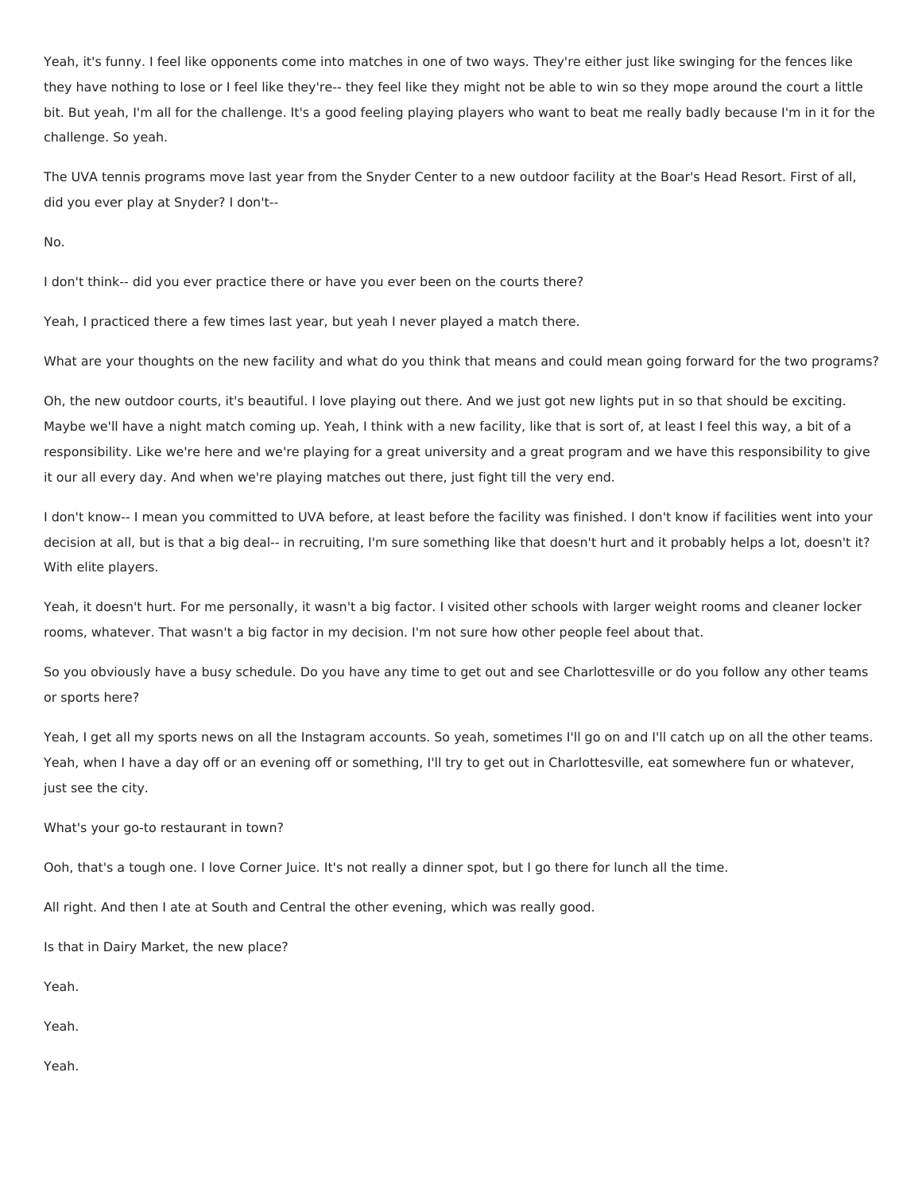Yeah, it's funny. I feel like opponents come into matches in one of two ways. They're either just like swinging for the fences like they have nothing to lose or I feel like they're-- they feel like they might not be able to win so they mope around the court a little bit. But yeah, I'm all for the challenge. It's a good feeling playing players who want to beat me really badly because I'm in it for the challenge. So yeah.

The UVA tennis programs move last year from the Snyder Center to a new outdoor facility at the Boar's Head Resort. First of all, did you ever play at Snyder? I don't--

No.

I don't think-- did you ever practice there or have you ever been on the courts there?

Yeah, I practiced there a few times last year, but yeah I never played a match there.

What are your thoughts on the new facility and what do you think that means and could mean going forward for the two programs?

Oh, the new outdoor courts, it's beautiful. I love playing out there. And we just got new lights put in so that should be exciting. Maybe we'll have a night match coming up. Yeah, I think with a new facility, like that is sort of, at least I feel this way, a bit of a responsibility. Like we're here and we're playing for a great university and a great program and we have this responsibility to give it our all every day. And when we're playing matches out there, just fight till the very end.

I don't know-- I mean you committed to UVA before, at least before the facility was finished. I don't know if facilities went into your decision at all, but is that a big deal-- in recruiting, I'm sure something like that doesn't hurt and it probably helps a lot, doesn't it? With elite players.

Yeah, it doesn't hurt. For me personally, it wasn't a big factor. I visited other schools with larger weight rooms and cleaner locker rooms, whatever. That wasn't a big factor in my decision. I'm not sure how other people feel about that.

So you obviously have a busy schedule. Do you have any time to get out and see Charlottesville or do you follow any other teams or sports here?

Yeah, I get all my sports news on all the Instagram accounts. So yeah, sometimes I'll go on and I'll catch up on all the other teams. Yeah, when I have a day off or an evening off or something, I'll try to get out in Charlottesville, eat somewhere fun or whatever, just see the city.

What's your go-to restaurant in town?

Ooh, that's a tough one. I love Corner Juice. It's not really a dinner spot, but I go there for lunch all the time.

All right. And then I ate at South and Central the other evening, which was really good.

Is that in Dairy Market, the new place?

Yeah.

Yeah.

Yeah.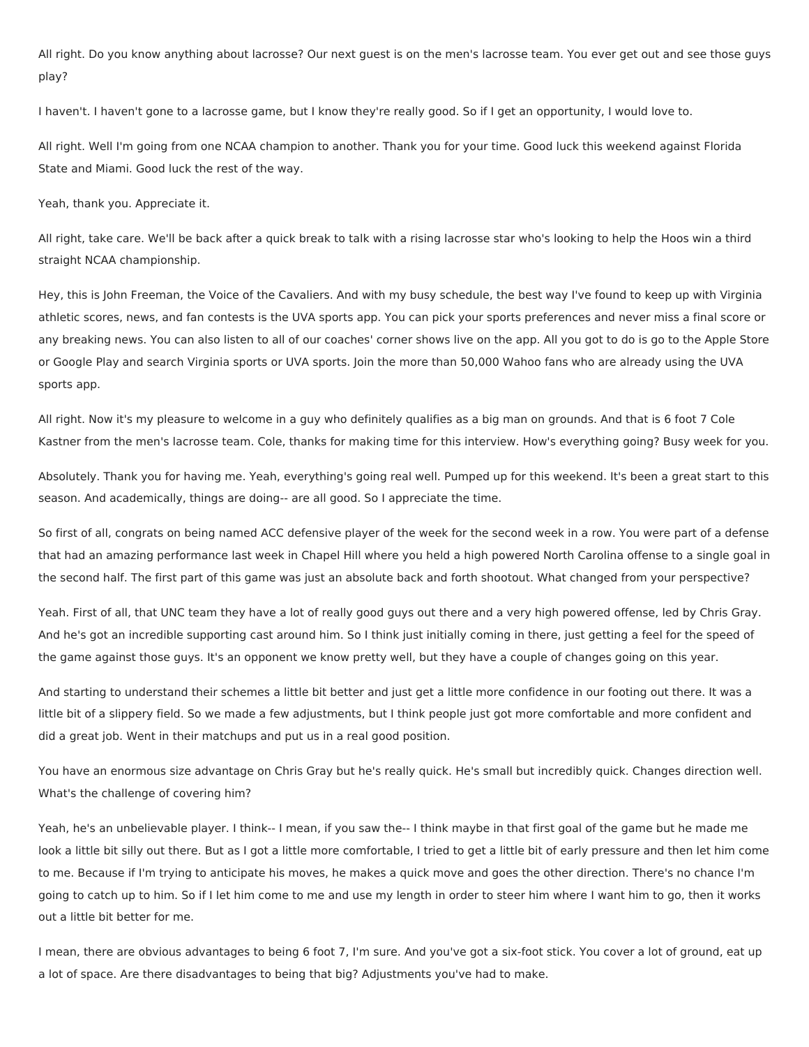All right. Do you know anything about lacrosse? Our next guest is on the men's lacrosse team. You ever get out and see those guys play?

I haven't. I haven't gone to a lacrosse game, but I know they're really good. So if I get an opportunity, I would love to.

All right. Well I'm going from one NCAA champion to another. Thank you for your time. Good luck this weekend against Florida State and Miami. Good luck the rest of the way.

Yeah, thank you. Appreciate it.

All right, take care. We'll be back after a quick break to talk with a rising lacrosse star who's looking to help the Hoos win a third straight NCAA championship.

Hey, this is John Freeman, the Voice of the Cavaliers. And with my busy schedule, the best way I've found to keep up with Virginia athletic scores, news, and fan contests is the UVA sports app. You can pick your sports preferences and never miss a final score or any breaking news. You can also listen to all of our coaches' corner shows live on the app. All you got to do is go to the Apple Store or Google Play and search Virginia sports or UVA sports. Join the more than 50,000 Wahoo fans who are already using the UVA sports app.

All right. Now it's my pleasure to welcome in a guy who definitely qualifies as a big man on grounds. And that is 6 foot 7 Cole Kastner from the men's lacrosse team. Cole, thanks for making time for this interview. How's everything going? Busy week for you.

Absolutely. Thank you for having me. Yeah, everything's going real well. Pumped up for this weekend. It's been a great start to this season. And academically, things are doing-- are all good. So I appreciate the time.

So first of all, congrats on being named ACC defensive player of the week for the second week in a row. You were part of a defense that had an amazing performance last week in Chapel Hill where you held a high powered North Carolina offense to a single goal in the second half. The first part of this game was just an absolute back and forth shootout. What changed from your perspective?

Yeah. First of all, that UNC team they have a lot of really good guys out there and a very high powered offense, led by Chris Gray. And he's got an incredible supporting cast around him. So I think just initially coming in there, just getting a feel for the speed of the game against those guys. It's an opponent we know pretty well, but they have a couple of changes going on this year.

And starting to understand their schemes a little bit better and just get a little more confidence in our footing out there. It was a little bit of a slippery field. So we made a few adjustments, but I think people just got more comfortable and more confident and did a great job. Went in their matchups and put us in a real good position.

You have an enormous size advantage on Chris Gray but he's really quick. He's small but incredibly quick. Changes direction well. What's the challenge of covering him?

Yeah, he's an unbelievable player. I think-- I mean, if you saw the-- I think maybe in that first goal of the game but he made me look a little bit silly out there. But as I got a little more comfortable, I tried to get a little bit of early pressure and then let him come to me. Because if I'm trying to anticipate his moves, he makes a quick move and goes the other direction. There's no chance I'm going to catch up to him. So if I let him come to me and use my length in order to steer him where I want him to go, then it works out a little bit better for me.

I mean, there are obvious advantages to being 6 foot 7, I'm sure. And you've got a six-foot stick. You cover a lot of ground, eat up a lot of space. Are there disadvantages to being that big? Adjustments you've had to make.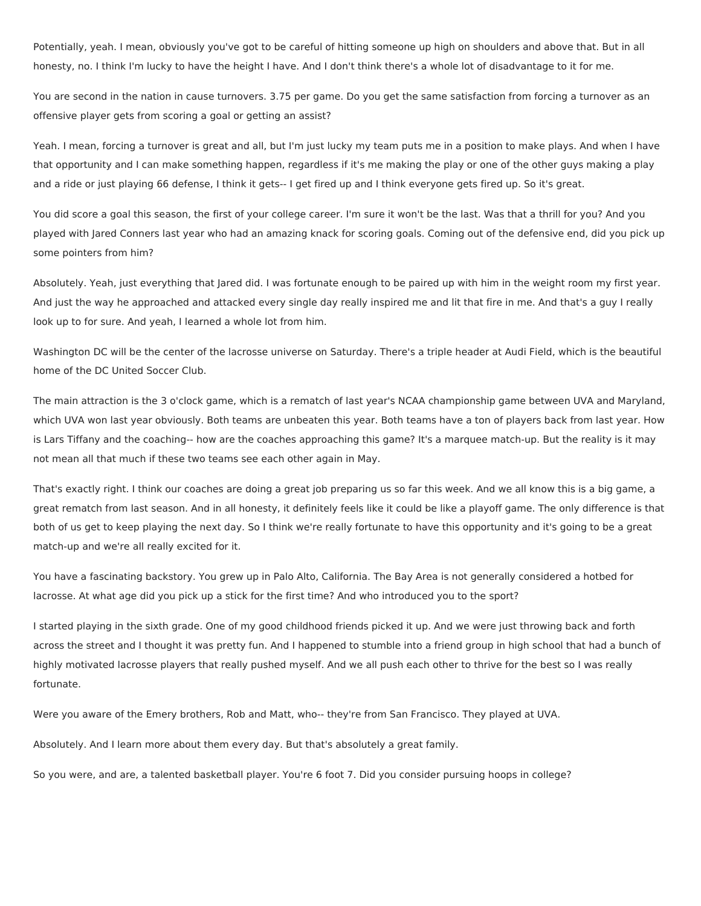Potentially, yeah. I mean, obviously you've got to be careful of hitting someone up high on shoulders and above that. But in all honesty, no. I think I'm lucky to have the height I have. And I don't think there's a whole lot of disadvantage to it for me.

You are second in the nation in cause turnovers. 3.75 per game. Do you get the same satisfaction from forcing a turnover as an offensive player gets from scoring a goal or getting an assist?

Yeah. I mean, forcing a turnover is great and all, but I'm just lucky my team puts me in a position to make plays. And when I have that opportunity and I can make something happen, regardless if it's me making the play or one of the other guys making a play and a ride or just playing 66 defense, I think it gets-- I get fired up and I think everyone gets fired up. So it's great.

You did score a goal this season, the first of your college career. I'm sure it won't be the last. Was that a thrill for you? And you played with Jared Conners last year who had an amazing knack for scoring goals. Coming out of the defensive end, did you pick up some pointers from him?

Absolutely. Yeah, just everything that Jared did. I was fortunate enough to be paired up with him in the weight room my first year. And just the way he approached and attacked every single day really inspired me and lit that fire in me. And that's a guy I really look up to for sure. And yeah, I learned a whole lot from him.

Washington DC will be the center of the lacrosse universe on Saturday. There's a triple header at Audi Field, which is the beautiful home of the DC United Soccer Club.

The main attraction is the 3 o'clock game, which is a rematch of last year's NCAA championship game between UVA and Maryland, which UVA won last year obviously. Both teams are unbeaten this year. Both teams have a ton of players back from last year. How is Lars Tiffany and the coaching-- how are the coaches approaching this game? It's a marquee match-up. But the reality is it may not mean all that much if these two teams see each other again in May.

That's exactly right. I think our coaches are doing a great job preparing us so far this week. And we all know this is a big game, a great rematch from last season. And in all honesty, it definitely feels like it could be like a playoff game. The only difference is that both of us get to keep playing the next day. So I think we're really fortunate to have this opportunity and it's going to be a great match-up and we're all really excited for it.

You have a fascinating backstory. You grew up in Palo Alto, California. The Bay Area is not generally considered a hotbed for lacrosse. At what age did you pick up a stick for the first time? And who introduced you to the sport?

I started playing in the sixth grade. One of my good childhood friends picked it up. And we were just throwing back and forth across the street and I thought it was pretty fun. And I happened to stumble into a friend group in high school that had a bunch of highly motivated lacrosse players that really pushed myself. And we all push each other to thrive for the best so I was really fortunate.

Were you aware of the Emery brothers, Rob and Matt, who-- they're from San Francisco. They played at UVA.

Absolutely. And I learn more about them every day. But that's absolutely a great family.

So you were, and are, a talented basketball player. You're 6 foot 7. Did you consider pursuing hoops in college?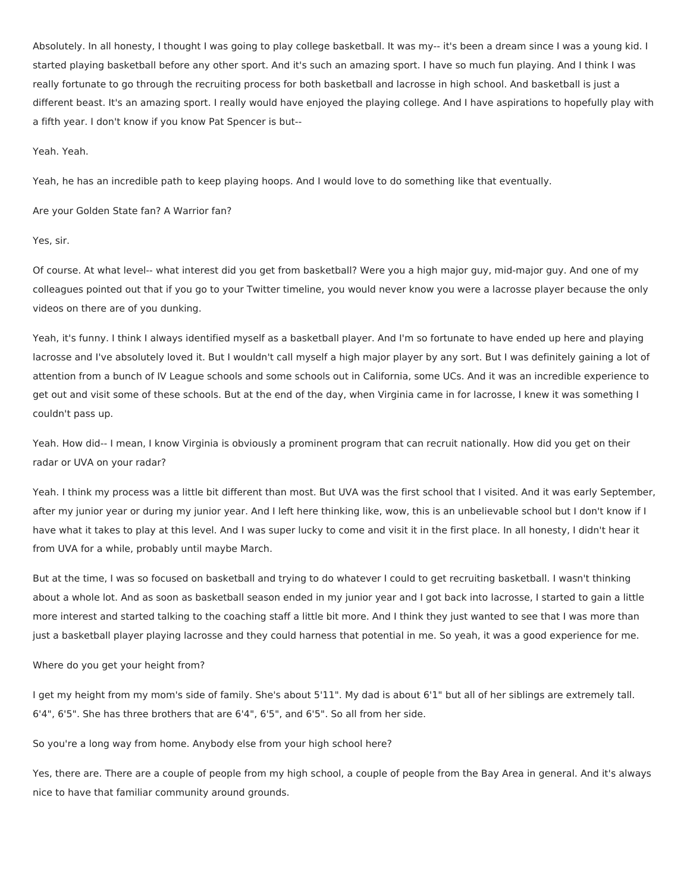Absolutely. In all honesty, I thought I was going to play college basketball. It was my-- it's been a dream since I was a young kid. I started playing basketball before any other sport. And it's such an amazing sport. I have so much fun playing. And I think I was really fortunate to go through the recruiting process for both basketball and lacrosse in high school. And basketball is just a different beast. It's an amazing sport. I really would have enjoyed the playing college. And I have aspirations to hopefully play with a fifth year. I don't know if you know Pat Spencer is but--

Yeah. Yeah.

Yeah, he has an incredible path to keep playing hoops. And I would love to do something like that eventually.

Are your Golden State fan? A Warrior fan?

Yes, sir.

Of course. At what level-- what interest did you get from basketball? Were you a high major guy, mid-major guy. And one of my colleagues pointed out that if you go to your Twitter timeline, you would never know you were a lacrosse player because the only videos on there are of you dunking.

Yeah, it's funny. I think I always identified myself as a basketball player. And I'm so fortunate to have ended up here and playing lacrosse and I've absolutely loved it. But I wouldn't call myself a high major player by any sort. But I was definitely gaining a lot of attention from a bunch of IV League schools and some schools out in California, some UCs. And it was an incredible experience to get out and visit some of these schools. But at the end of the day, when Virginia came in for lacrosse, I knew it was something I couldn't pass up.

Yeah. How did-- I mean, I know Virginia is obviously a prominent program that can recruit nationally. How did you get on their radar or UVA on your radar?

Yeah. I think my process was a little bit different than most. But UVA was the first school that I visited. And it was early September, after my junior year or during my junior year. And I left here thinking like, wow, this is an unbelievable school but I don't know if I have what it takes to play at this level. And I was super lucky to come and visit it in the first place. In all honesty, I didn't hear it from UVA for a while, probably until maybe March.

But at the time, I was so focused on basketball and trying to do whatever I could to get recruiting basketball. I wasn't thinking about a whole lot. And as soon as basketball season ended in my junior year and I got back into lacrosse, I started to gain a little more interest and started talking to the coaching staff a little bit more. And I think they just wanted to see that I was more than just a basketball player playing lacrosse and they could harness that potential in me. So yeah, it was a good experience for me.

Where do you get your height from?

I get my height from my mom's side of family. She's about 5'11". My dad is about 6'1" but all of her siblings are extremely tall. 6'4", 6'5". She has three brothers that are 6'4", 6'5", and 6'5". So all from her side.

So you're a long way from home. Anybody else from your high school here?

Yes, there are. There are a couple of people from my high school, a couple of people from the Bay Area in general. And it's always nice to have that familiar community around grounds.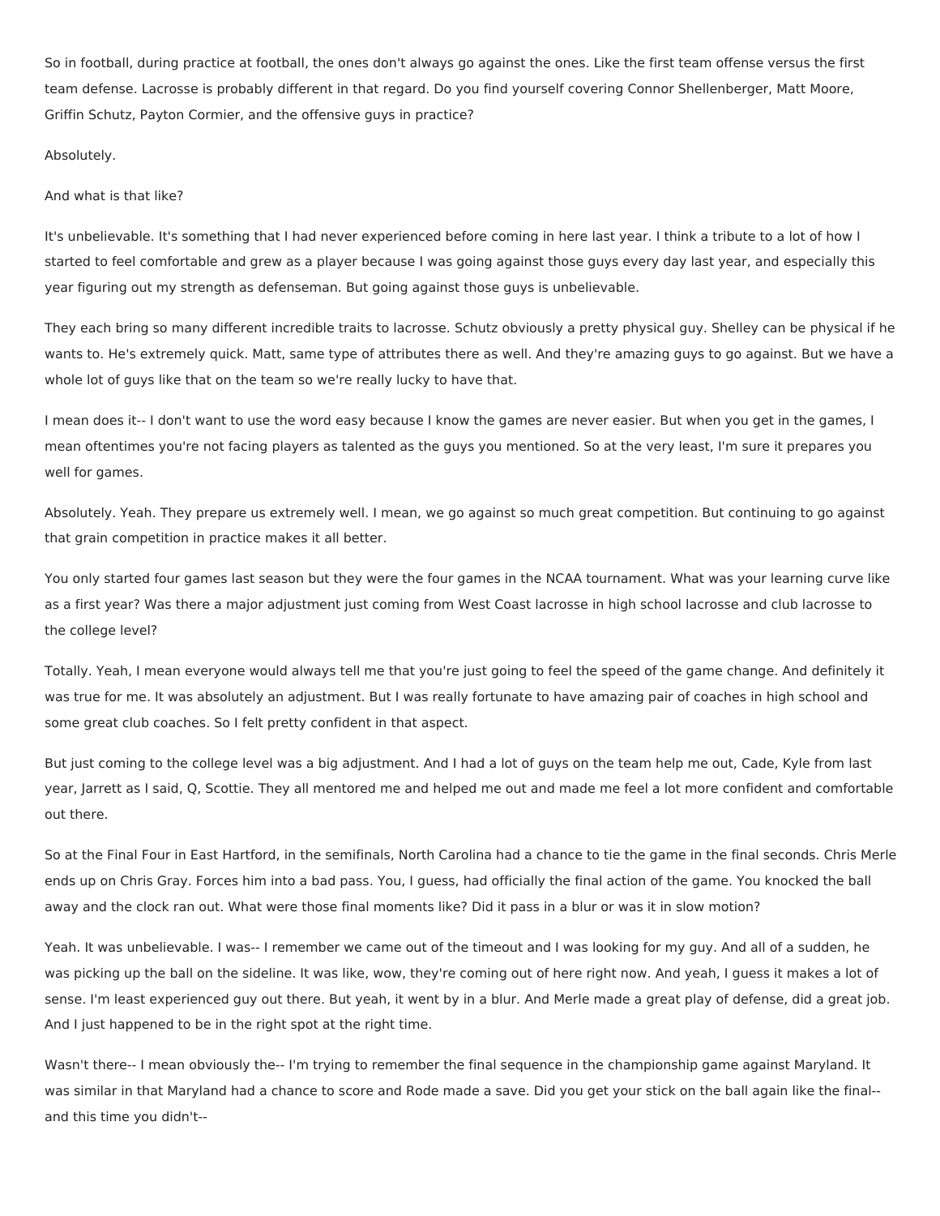So in football, during practice at football, the ones don't always go against the ones. Like the first team offense versus the first team defense. Lacrosse is probably different in that regard. Do you find yourself covering Connor Shellenberger, Matt Moore, Griffin Schutz, Payton Cormier, and the offensive guys in practice?

Absolutely.

And what is that like?

It's unbelievable. It's something that I had never experienced before coming in here last year. I think a tribute to a lot of how I started to feel comfortable and grew as a player because I was going against those guys every day last year, and especially this year figuring out my strength as defenseman. But going against those guys is unbelievable.

They each bring so many different incredible traits to lacrosse. Schutz obviously a pretty physical guy. Shelley can be physical if he wants to. He's extremely quick. Matt, same type of attributes there as well. And they're amazing guys to go against. But we have a whole lot of guys like that on the team so we're really lucky to have that.

I mean does it-- I don't want to use the word easy because I know the games are never easier. But when you get in the games, I mean oftentimes you're not facing players as talented as the guys you mentioned. So at the very least, I'm sure it prepares you well for games.

Absolutely. Yeah. They prepare us extremely well. I mean, we go against so much great competition. But continuing to go against that grain competition in practice makes it all better.

You only started four games last season but they were the four games in the NCAA tournament. What was your learning curve like as a first year? Was there a major adjustment just coming from West Coast lacrosse in high school lacrosse and club lacrosse to the college level?

Totally. Yeah, I mean everyone would always tell me that you're just going to feel the speed of the game change. And definitely it was true for me. It was absolutely an adjustment. But I was really fortunate to have amazing pair of coaches in high school and some great club coaches. So I felt pretty confident in that aspect.

But just coming to the college level was a big adjustment. And I had a lot of guys on the team help me out, Cade, Kyle from last year, Jarrett as I said, Q, Scottie. They all mentored me and helped me out and made me feel a lot more confident and comfortable out there.

So at the Final Four in East Hartford, in the semifinals, North Carolina had a chance to tie the game in the final seconds. Chris Merle ends up on Chris Gray. Forces him into a bad pass. You, I guess, had officially the final action of the game. You knocked the ball away and the clock ran out. What were those final moments like? Did it pass in a blur or was it in slow motion?

Yeah. It was unbelievable. I was-- I remember we came out of the timeout and I was looking for my guy. And all of a sudden, he was picking up the ball on the sideline. It was like, wow, they're coming out of here right now. And yeah, I guess it makes a lot of sense. I'm least experienced guy out there. But yeah, it went by in a blur. And Merle made a great play of defense, did a great job. And I just happened to be in the right spot at the right time.

Wasn't there-- I mean obviously the-- I'm trying to remember the final sequence in the championship game against Maryland. It was similar in that Maryland had a chance to score and Rode made a save. Did you get your stick on the ball again like the final-- and this time you didn't--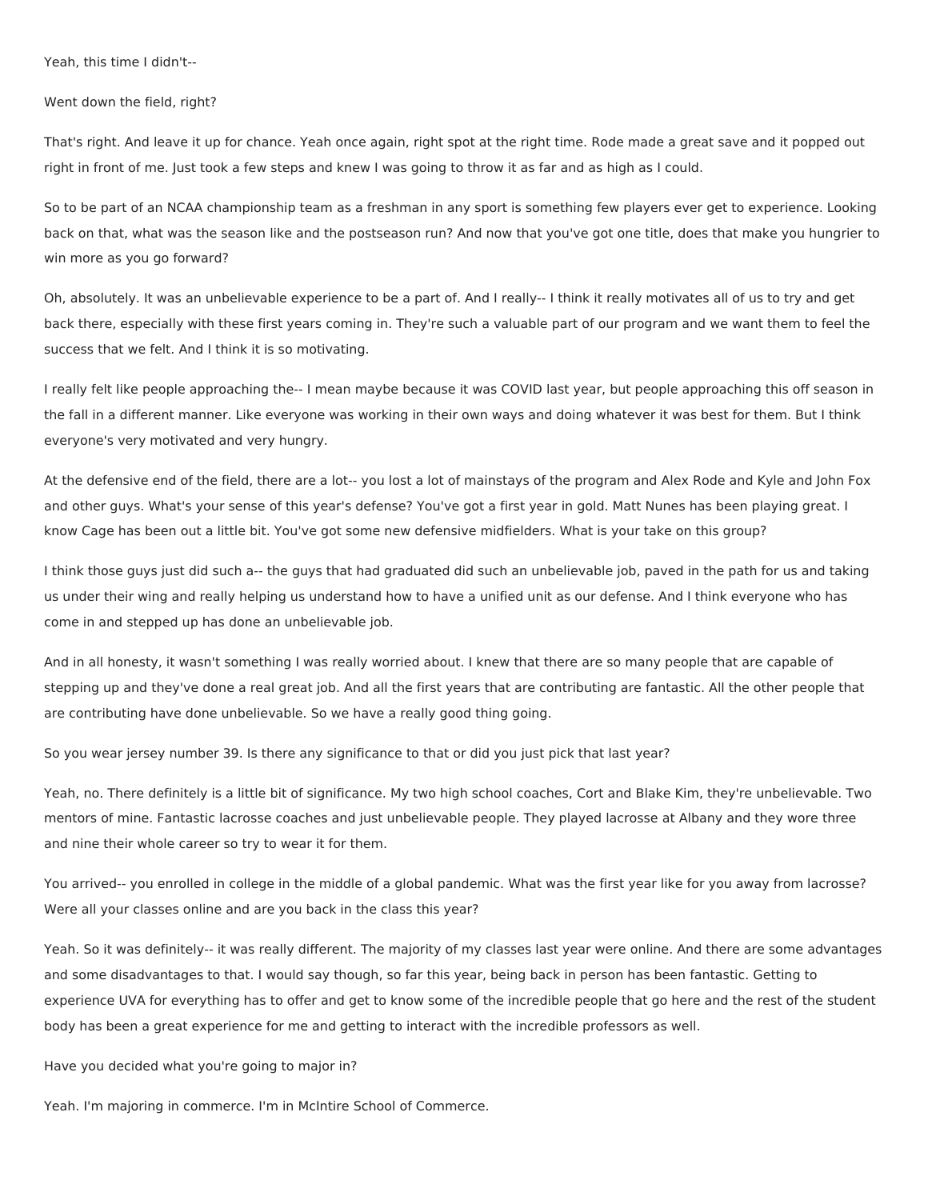Yeah, this time I didn't--

Went down the field, right?

That's right. And leave it up for chance. Yeah once again, right spot at the right time. Rode made a great save and it popped out right in front of me. Just took a few steps and knew I was going to throw it as far and as high as I could.

So to be part of an NCAA championship team as a freshman in any sport is something few players ever get to experience. Looking back on that, what was the season like and the postseason run? And now that you've got one title, does that make you hungrier to win more as you go forward?

Oh, absolutely. It was an unbelievable experience to be a part of. And I really-- I think it really motivates all of us to try and get back there, especially with these first years coming in. They're such a valuable part of our program and we want them to feel the success that we felt. And I think it is so motivating.

I really felt like people approaching the-- I mean maybe because it was COVID last year, but people approaching this off season in the fall in a different manner. Like everyone was working in their own ways and doing whatever it was best for them. But I think everyone's very motivated and very hungry.

At the defensive end of the field, there are a lot-- you lost a lot of mainstays of the program and Alex Rode and Kyle and John Fox and other guys. What's your sense of this year's defense? You've got a first year in gold. Matt Nunes has been playing great. I know Cage has been out a little bit. You've got some new defensive midfielders. What is your take on this group?

I think those guys just did such a-- the guys that had graduated did such an unbelievable job, paved in the path for us and taking us under their wing and really helping us understand how to have a unified unit as our defense. And I think everyone who has come in and stepped up has done an unbelievable job.

And in all honesty, it wasn't something I was really worried about. I knew that there are so many people that are capable of stepping up and they've done a real great job. And all the first years that are contributing are fantastic. All the other people that are contributing have done unbelievable. So we have a really good thing going.

So you wear jersey number 39. Is there any significance to that or did you just pick that last year?

Yeah, no. There definitely is a little bit of significance. My two high school coaches, Cort and Blake Kim, they're unbelievable. Two mentors of mine. Fantastic lacrosse coaches and just unbelievable people. They played lacrosse at Albany and they wore three and nine their whole career so try to wear it for them.

You arrived-- you enrolled in college in the middle of a global pandemic. What was the first year like for you away from lacrosse? Were all your classes online and are you back in the class this year?

Yeah. So it was definitely-- it was really different. The majority of my classes last year were online. And there are some advantages and some disadvantages to that. I would say though, so far this year, being back in person has been fantastic. Getting to experience UVA for everything has to offer and get to know some of the incredible people that go here and the rest of the student body has been a great experience for me and getting to interact with the incredible professors as well.

Have you decided what you're going to major in?

Yeah. I'm majoring in commerce. I'm in McIntire School of Commerce.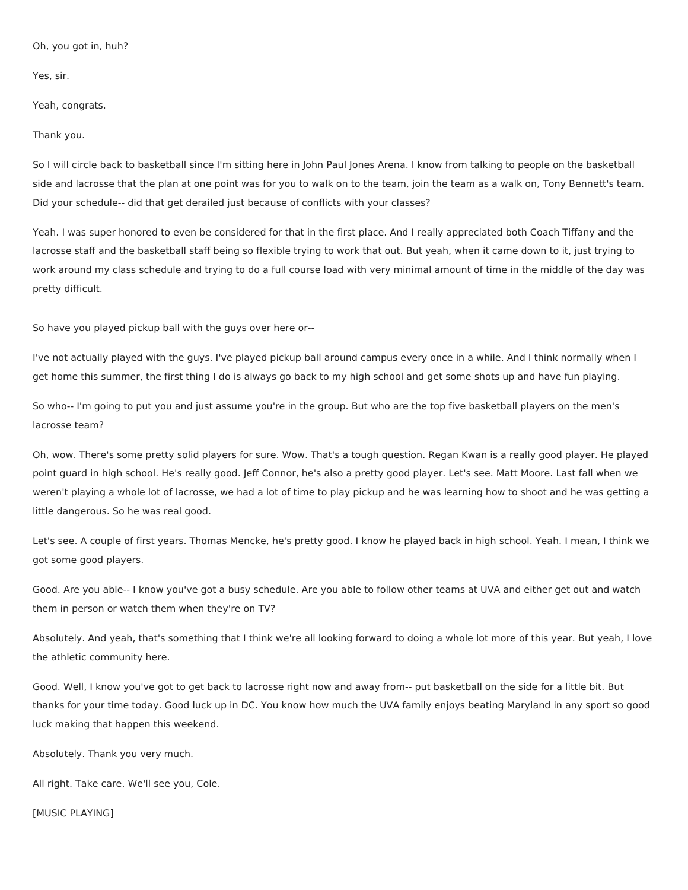Oh, you got in, huh?

Yes, sir.

Yeah, congrats.

Thank you.

So I will circle back to basketball since I'm sitting here in John Paul Jones Arena. I know from talking to people on the basketball side and lacrosse that the plan at one point was for you to walk on to the team, join the team as a walk on, Tony Bennett's team. Did your schedule-- did that get derailed just because of conflicts with your classes?

Yeah. I was super honored to even be considered for that in the first place. And I really appreciated both Coach Tiffany and the lacrosse staff and the basketball staff being so flexible trying to work that out. But yeah, when it came down to it, just trying to work around my class schedule and trying to do a full course load with very minimal amount of time in the middle of the day was pretty difficult.

So have you played pickup ball with the guys over here or--

I've not actually played with the guys. I've played pickup ball around campus every once in a while. And I think normally when I get home this summer, the first thing I do is always go back to my high school and get some shots up and have fun playing.

So who-- I'm going to put you and just assume you're in the group. But who are the top five basketball players on the men's lacrosse team?

Oh, wow. There's some pretty solid players for sure. Wow. That's a tough question. Regan Kwan is a really good player. He played point guard in high school. He's really good. Jeff Connor, he's also a pretty good player. Let's see. Matt Moore. Last fall when we weren't playing a whole lot of lacrosse, we had a lot of time to play pickup and he was learning how to shoot and he was getting a little dangerous. So he was real good.

Let's see. A couple of first years. Thomas Mencke, he's pretty good. I know he played back in high school. Yeah. I mean, I think we got some good players.

Good. Are you able-- I know you've got a busy schedule. Are you able to follow other teams at UVA and either get out and watch them in person or watch them when they're on TV?

Absolutely. And yeah, that's something that I think we're all looking forward to doing a whole lot more of this year. But yeah, I love the athletic community here.

Good. Well, I know you've got to get back to lacrosse right now and away from-- put basketball on the side for a little bit. But thanks for your time today. Good luck up in DC. You know how much the UVA family enjoys beating Maryland in any sport so good luck making that happen this weekend.

Absolutely. Thank you very much.

All right. Take care. We'll see you, Cole.

[MUSIC PLAYING]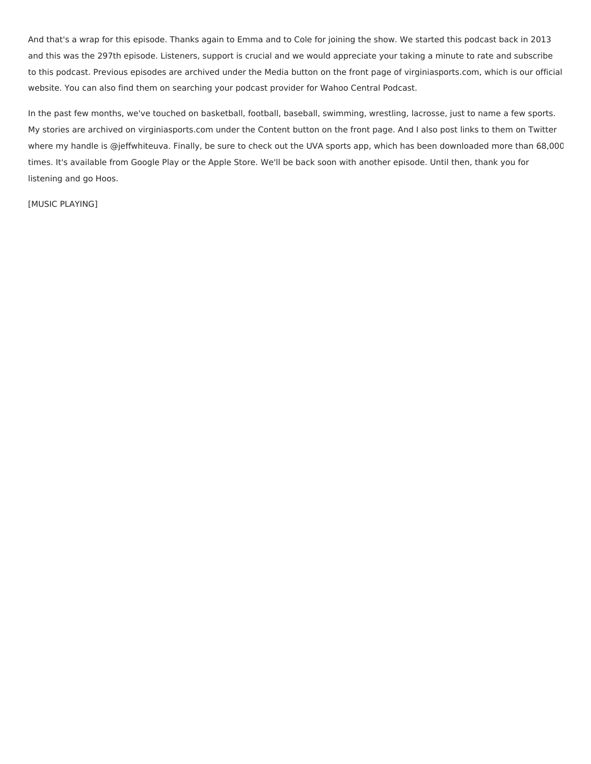And that's a wrap for this episode. Thanks again to Emma and to Cole for joining the show. We started this podcast back in 2013 and this was the 297th episode. Listeners, support is crucial and we would appreciate your taking a minute to rate and subscribe to this podcast. Previous episodes are archived under the Media button on the front page of virginiasports.com, which is our official website. You can also find them on searching your podcast provider for Wahoo Central Podcast.

In the past few months, we've touched on basketball, football, baseball, swimming, wrestling, lacrosse, just to name a few sports. My stories are archived on virginiasports.com under the Content button on the front page. And I also post links to them on Twitter where my handle is @jeffwhiteuva. Finally, be sure to check out the UVA sports app, which has been downloaded more than 68,000 times. It's available from Google Play or the Apple Store. We'll be back soon with another episode. Until then, thank you for listening and go Hoos.

[MUSIC PLAYING]